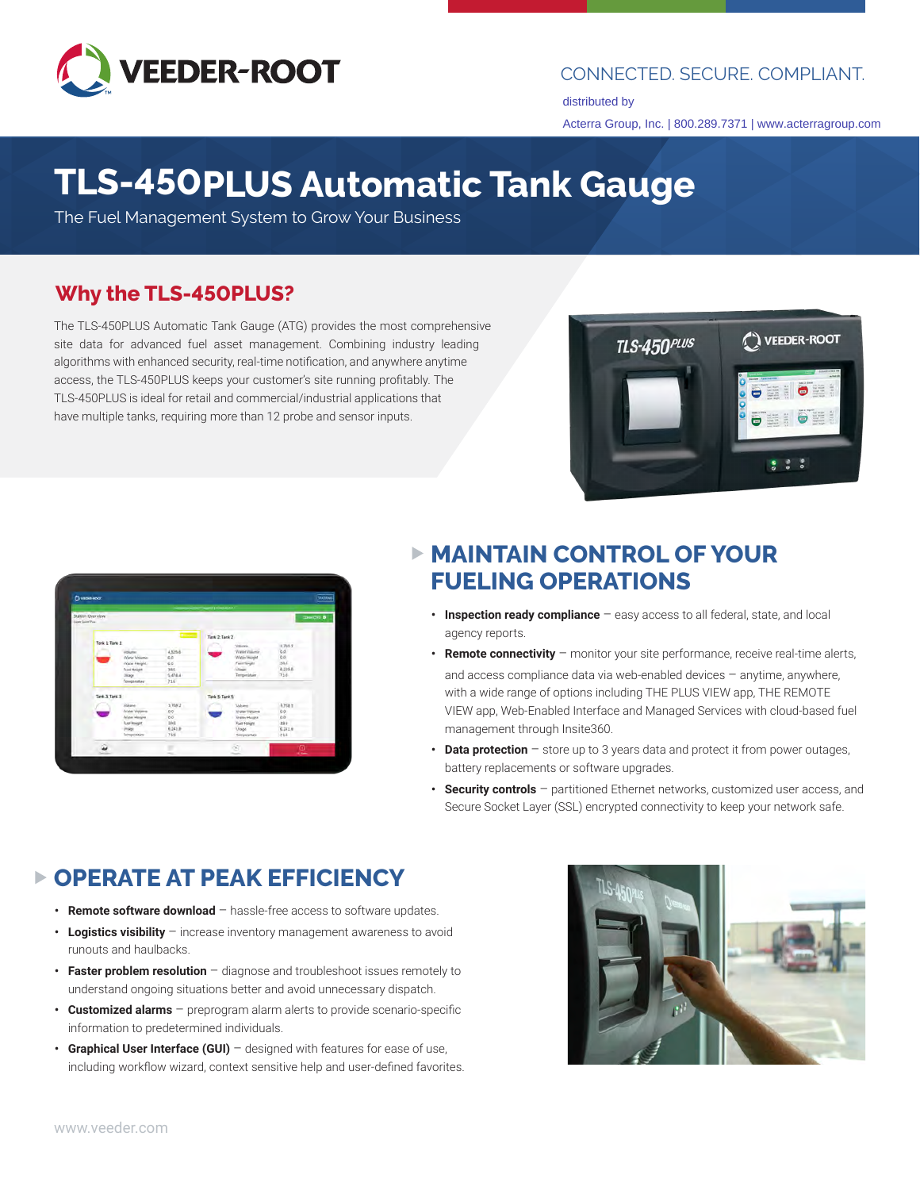VEEDER-ROOT

CONNECTED. SECURE. COMPLIANT.

distributed by

Acterra Group, Inc. | 800.289.7371 | www.acterragroup.com

# TLS-450PLUS Automatic Tank Gauge

The Fuel Management System to Grow Your Business

## Why the TLS-450PLUS?

The TLS-450PLUS Automatic Tank Gauge (ATG) provides the most comprehensive site data for advanced fuel asset management. Combining industry leading algorithms with enhanced security, real-time notification, and anywhere anytime access, the TLS-450PLUS keeps your customer's site running profitably. The TLS-450PLUS is ideal for retail and commercial/industrial applications that have multiple tanks, requiring more than 12 probe and sensor inputs.

## MAINTAIN CONTROL OF YOUR FUELING OPERATIONS

- **Inspection ready compliance** – easy access to all federal, state, and local agency reports.
- **Remote connectivity** – monitor your site performance, receive real-time alerts, and access compliance data via web-enabled devices – anytime, anywhere, with a wide range of options including THE PLUS VIEW app, THE REMOTE VIEW app, Web-Enabled Interface and Managed Services with cloud-based fuel management through Insite360.
- **Data protection** – store up to 3 years data and protect it from power outages, battery replacements or software upgrades.
- **Security controls** – partitioned Ethernet networks, customized user access, and Secure Socket Layer (SSL) encrypted connectivity to keep your network safe.

## OPERATE AT PEAK EFFICIENCY

- **Remote software download** – hassle-free access to software updates.
- **Logistics visibility** – increase inventory management awareness to avoid runouts and haulbacks.
- **Faster problem resolution** – diagnose and troubleshoot issues remotely to understand ongoing situations better and avoid unnecessary dispatch.
- **Customized alarms** – preprogram alarm alerts to provide scenario-specific information to predetermined individuals.
- **Graphical User Interface (GUI)** – designed with features for ease of use, including workflow wizard, context sensitive help and user-defined favorites.

www.veeder.com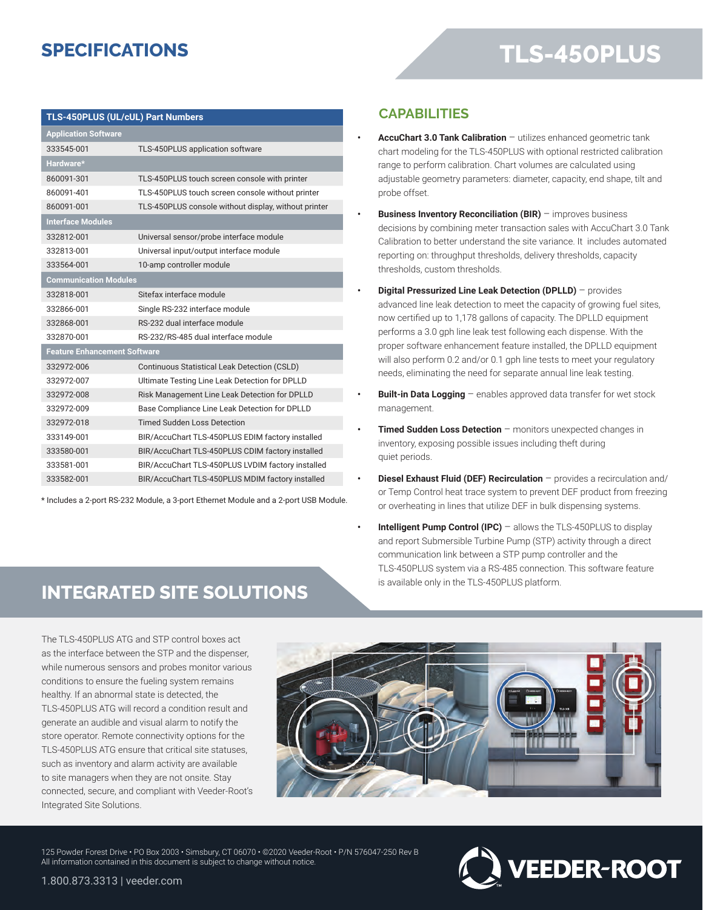# SPECIFICATIONS

# TLS-450PLUS

| TLS-450PLUS (UL/cUL) Part Numbers | |
|---|---|
| **Application Software** | |
| 333545-001 | TLS-450PLUS application software |
| **Hardware*** | |
| 860091-301 | TLS-450PLUS touch screen console with printer |
| 860091-401 | TLS-450PLUS touch screen console without printer |
| 860091-001 | TLS-450PLUS console without display, without printer |
| **Interface Modules** | |
| 332812-001 | Universal sensor/probe interface module |
| 332813-001 | Universal input/output interface module |
| 333564-001 | 10-amp controller module |
| **Communication Modules** | |
| 332818-001 | Sitefax interface module |
| 332866-001 | Single RS-232 interface module |
| 332868-001 | RS-232 dual interface module |
| 332870-001 | RS-232/RS-485 dual interface module |
| **Feature Enhancement Software** | |
| 332972-006 | Continuous Statistical Leak Detection (CSLD) |
| 332972-007 | Ultimate Testing Line Leak Detection for DPLLD |
| 332972-008 | Risk Management Line Leak Detection for DPLLD |
| 332972-009 | Base Compliance Line Leak Detection for DPLLD |
| 332972-018 | Timed Sudden Loss Detection |
| 333149-001 | BIR/AccuChart TLS-450PLUS EDIM factory installed |
| 333580-001 | BIR/AccuChart TLS-450PLUS CDIM factory installed |
| 333581-001 | BIR/AccuChart TLS-450PLUS LVDIM factory installed |
| 333582-001 | BIR/AccuChart TLS-450PLUS MDIM factory installed |

* Includes a 2-port RS-232 Module, a 3-port Ethernet Module and a 2-port USB Module.

## CAPABILITIES

- **AccuChart 3.0 Tank Calibration** – utilizes enhanced geometric tank chart modeling for the TLS-450PLUS with optional restricted calibration range to perform calibration. Chart volumes are calculated using adjustable geometry parameters: diameter, capacity, end shape, tilt and probe offset.
- **Business Inventory Reconciliation (BIR)** – improves business decisions by combining meter transaction sales with AccuChart 3.0 Tank Calibration to better understand the site variance. It includes automated reporting on: throughput thresholds, delivery thresholds, capacity thresholds, custom thresholds.
- **Digital Pressurized Line Leak Detection (DPLLD)** – provides advanced line leak detection to meet the capacity of growing fuel sites, now certified up to 1,178 gallons of capacity. The DPLLD equipment performs a 3.0 gph line leak test following each dispense. With the proper software enhancement feature installed, the DPLLD equipment will also perform 0.2 and/or 0.1 gph line tests to meet your regulatory needs, eliminating the need for separate annual line leak testing.
- **Built-in Data Logging** – enables approved data transfer for wet stock management.
- **Timed Sudden Loss Detection** – monitors unexpected changes in inventory, exposing possible issues including theft during quiet periods.
- **Diesel Exhaust Fluid (DEF) Recirculation** – provides a recirculation and/or Temp Control heat trace system to prevent DEF product from freezing or overheating in lines that utilize DEF in bulk dispensing systems.
- **Intelligent Pump Control (IPC)** – allows the TLS-450PLUS to display and report Submersible Turbine Pump (STP) activity through a direct communication link between a STP pump controller and the TLS-450PLUS system via a RS-485 connection. This software feature is available only in the TLS-450PLUS platform.

## INTEGRATED SITE SOLUTIONS

The TLS-450PLUS ATG and STP control boxes act as the interface between the STP and the dispenser, while numerous sensors and probes monitor various conditions to ensure the fueling system remains healthy. If an abnormal state is detected, the TLS-450PLUS ATG will record a condition result and generate an audible and visual alarm to notify the store operator. Remote connectivity options for the TLS-450PLUS ATG ensure that critical site statuses, such as inventory and alarm activity are available to site managers when they are not onsite. Stay connected, secure, and compliant with Veeder-Root's Integrated Site Solutions.

125 Powder Forest Drive • PO Box 2003 • Simsbury, CT 06070 • ©2020 Veeder-Root • P/N 576047-250 Rev B
All information contained in this document is subject to change without notice.

1.800.873.3313 | veeder.com

VEEDER-ROOT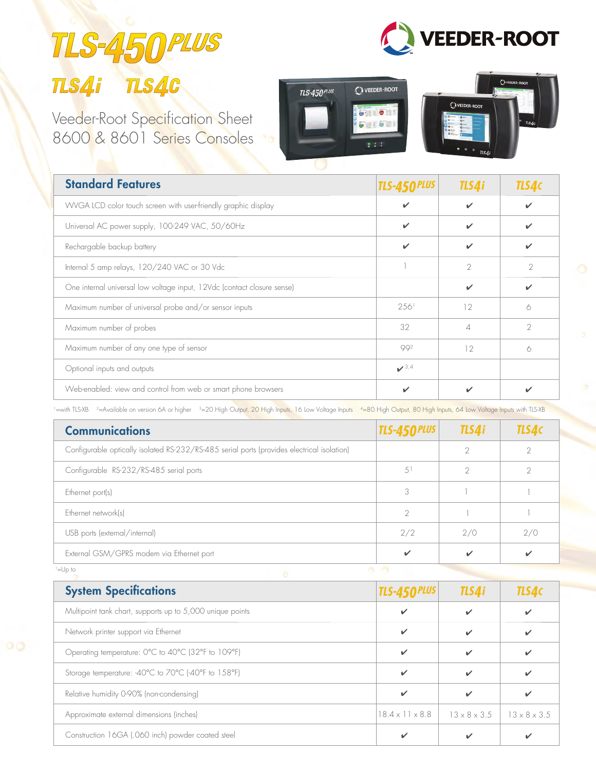# TLS-450PLUS

## TLS4i TLS4C

Veeder-Root Specification Sheet
8600 & 8601 Series Consoles

VEEDER-ROOT

| Standard Features | TLS-450PLUS | TLS4i | TLS4C |
|---|---|---|---|
| WVGA LCD color touch screen with user-friendly graphic display | ✔ | ✔ | ✔ |
| Universal AC power supply, 100-249 VAC, 50/60Hz | ✔ | ✔ | ✔ |
| Rechargable backup battery | ✔ | ✔ | ✔ |
| Internal 5 amp relays, 120/240 VAC or 30 Vdc | 1 | 2 | 2 |
| One internal universal low voltage input, 12Vdc (contact closure sense) | | ✔ | ✔ |
| Maximum number of universal probe and/or sensor inputs | 256[1] | 12 | 6 |
| Maximum number of probes | 32 | 4 | 2 |
| Maximum number of any one type of sensor | 99[2] | 12 | 6 |
| Optional inputs and outputs | ✔[3,4] | | |
| Web-enabled: view and control from web or smart phone browsers | ✔ | ✔ | ✔ |

[1]=with TLS-XB [2]=Available on version 6A or higher [3]=20 High Output, 20 High Inputs, 16 Low Voltage Inputs [4]=80 High Output, 80 High Inputs, 64 Low Voltage Inputs with TLS-XB

| Communications | TLS-450PLUS | TLS4i | TLS4C |
|---|---|---|---|
| Configurable optically isolated RS-232/RS-485 serial ports (provides electrical isolation) | | 2 | 2 |
| Configurable RS-232/RS-485 serial ports | 5[1] | 2 | 2 |
| Ethernet port(s) | 3 | 1 | 1 |
| Ethernet network(s) | 2 | 1 | 1 |
| USB ports (external/internal) | 2/2 | 2/0 | 2/0 |
| External GSM/GPRS modem via Ethernet port | ✔ | ✔ | ✔ |

[1]=Up to

| System Specifications | TLS-450PLUS | TLS4i | TLS4C |
|---|---|---|---|
| Multipoint tank chart, supports up to 5,000 unique points | ✔ | ✔ | ✔ |
| Network printer support via Ethernet | ✔ | ✔ | ✔ |
| Operating temperature: 0°C to 40°C (32°F to 109°F) | ✔ | ✔ | ✔ |
| Storage temperature: -40°C to 70°C (-40°F to 158°F) | ✔ | ✔ | ✔ |
| Relative humidity 0-90% (non-condensing) | ✔ | ✔ | ✔ |
| Approximate external dimensions (inches) | 18.4 x 11 x 8.8 | 13 x 8 x 3.5 | 13 x 8 x 3.5 |
| Construction 16GA (.060 inch) powder coated steel | ✔ | ✔ | ✔ |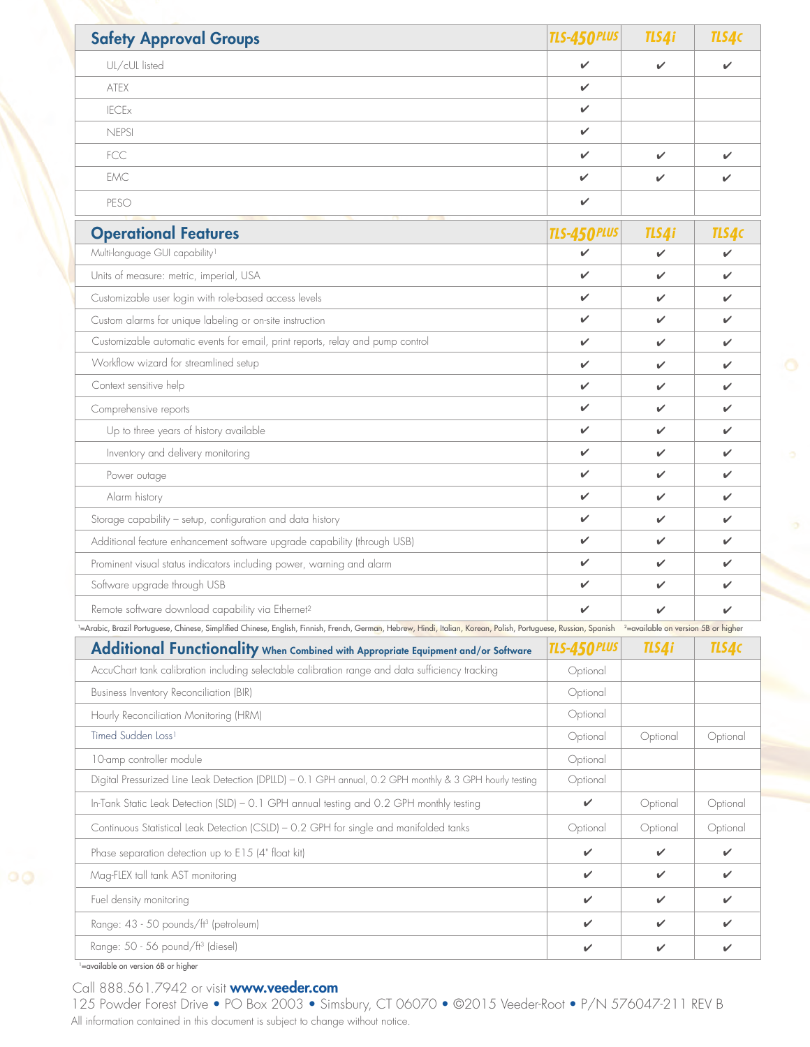| Safety Approval Groups | TLS-450PLUS | TLS4i | TLS4c |
|---|---|---|---|
| UL/cUL listed | ✔ | ✔ | ✔ |
| ATEX | ✔ | | |
| IECEx | ✔ | | |
| NEPSI | ✔ | | |
| FCC | ✔ | ✔ | ✔ |
| EMC | ✔ | ✔ | ✔ |
| PESO | ✔ | | |

| Operational Features | TLS-450PLUS | TLS4i | TLS4c |
|---|---|---|---|
| Multi-language GUI capability[1] | ✔ | ✔ | ✔ |
| Units of measure: metric, imperial, USA | ✔ | ✔ | ✔ |
| Customizable user login with role-based access levels | ✔ | ✔ | ✔ |
| Custom alarms for unique labeling or on-site instruction | ✔ | ✔ | ✔ |
| Customizable automatic events for email, print reports, relay and pump control | ✔ | ✔ | ✔ |
| Workflow wizard for streamlined setup | ✔ | ✔ | ✔ |
| Context sensitive help | ✔ | ✔ | ✔ |
| Comprehensive reports | ✔ | ✔ | ✔ |
| Up to three years of history available | ✔ | ✔ | ✔ |
| Inventory and delivery monitoring | ✔ | ✔ | ✔ |
| Power outage | ✔ | ✔ | ✔ |
| Alarm history | ✔ | ✔ | ✔ |
| Storage capability – setup, configuration and data history | ✔ | ✔ | ✔ |
| Additional feature enhancement software upgrade capability (through USB) | ✔ | ✔ | ✔ |
| Prominent visual status indicators including power, warning and alarm | ✔ | ✔ | ✔ |
| Software upgrade through USB | ✔ | ✔ | ✔ |
| Remote software download capability via Ethernet[2] | ✔ | ✔ | ✔ |

[1]=Arabic, Brazil Portuguese, Chinese, Simplified Chinese, English, Finnish, French, German, Hebrew, Hindi, Italian, Korean, Polish, Portuguese, Russian, Spanish [2]=available on version 5B or higher

| Additional Functionality When Combined with Appropriate Equipment and/or Software | TLS-450PLUS | TLS4i | TLS4c |
|---|---|---|---|
| AccuChart tank calibration including selectable calibration range and data sufficiency tracking | Optional | | |
| Business Inventory Reconciliation (BIR) | Optional | | |
| Hourly Reconciliation Monitoring (HRM) | Optional | | |
| Timed Sudden Loss[1] | Optional | Optional | Optional |
| 10-amp controller module | Optional | | |
| Digital Pressurized Line Leak Detection (DPLLD) – 0.1 GPH annual, 0.2 GPH monthly & 3 GPH hourly testing | Optional | | |
| In-Tank Static Leak Detection (SLD) – 0.1 GPH annual testing and 0.2 GPH monthly testing | ✔ | Optional | Optional |
| Continuous Statistical Leak Detection (CSLD) – 0.2 GPH for single and manifolded tanks | Optional | Optional | Optional |
| Phase separation detection up to E15 (4" float kit) | ✔ | ✔ | ✔ |
| Mag-FLEX tall tank AST monitoring | ✔ | ✔ | ✔ |
| Fuel density monitoring | ✔ | ✔ | ✔ |
| Range: 43 - 50 pounds/ft³ (petroleum) | ✔ | ✔ | ✔ |
| Range: 50 - 56 pound/ft³ (diesel) | ✔ | ✔ | ✔ |

[1]=available on version 6B or higher

Call 888.561.7942 or visit **www.veeder.com**

125 Powder Forest Drive • PO Box 2003 • Simsbury, CT 06070 • ©2015 Veeder-Root • P/N 576047-211 REV B

All information contained in this document is subject to change without notice.